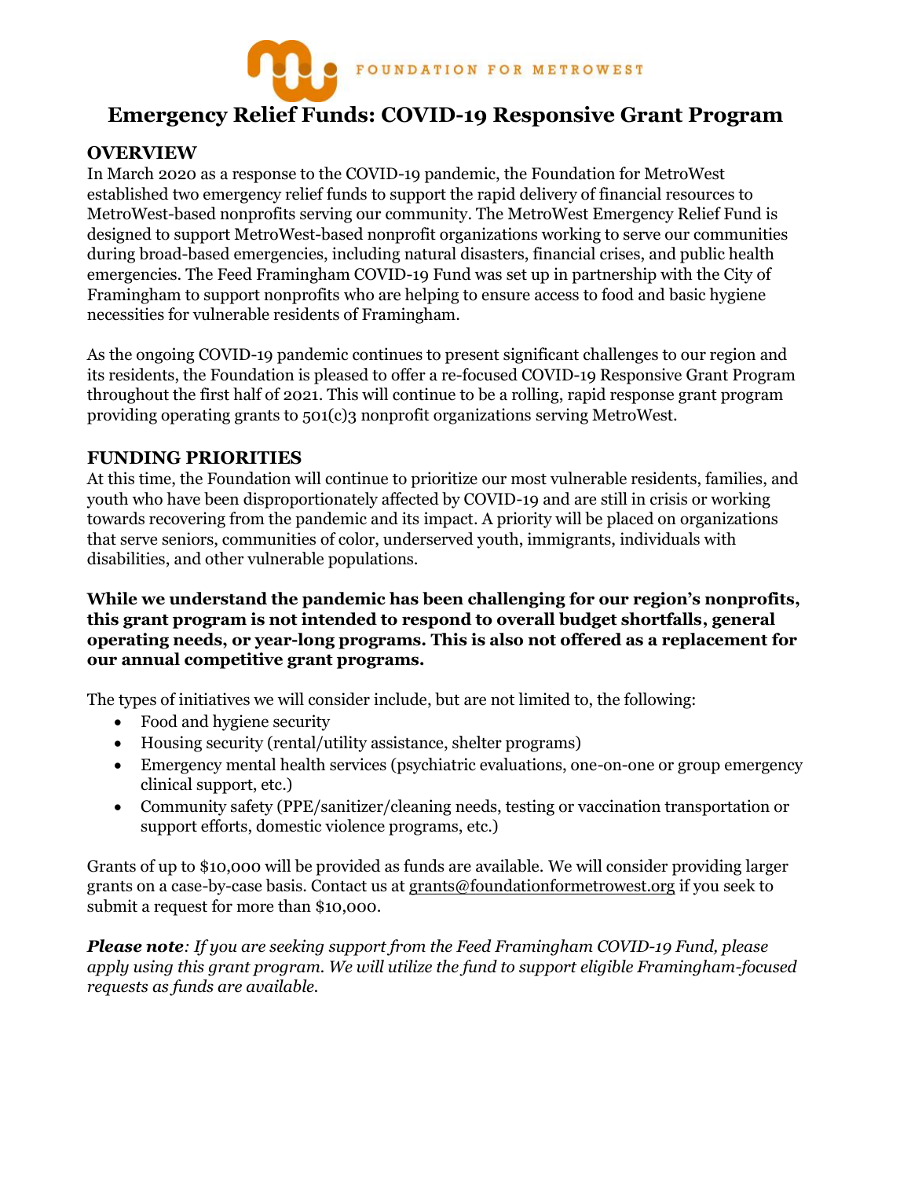FOUNDATION FOR METROWEST

# Emergency Relief Funds: COVID-19 Responsive Grant Program

## OVERVIEW

In March 2020 as a response to the COVID-19 pandemic, the Foundation for MetroWest established two emergency relief funds to support the rapid delivery of financial resources to MetroWest-based nonprofits serving our community. The MetroWest Emergency Relief Fund is designed to support MetroWest-based nonprofit organizations working to serve our communities during broad-based emergencies, including natural disasters, financial crises, and public health emergencies. The Feed Framingham COVID-19 Fund was set up in partnership with the City of Framingham to support nonprofits who are helping to ensure access to food and basic hygiene necessities for vulnerable residents of Framingham.

As the ongoing COVID-19 pandemic continues to present significant challenges to our region and its residents, the Foundation is pleased to offer a re-focused COVID-19 Responsive Grant Program throughout the first half of 2021. This will continue to be a rolling, rapid response grant program providing operating grants to 501(c)3 nonprofit organizations serving MetroWest.

## FUNDING PRIORITIES

At this time, the Foundation will continue to prioritize our most vulnerable residents, families, and youth who have been disproportionately affected by COVID-19 and are still in crisis or working towards recovering from the pandemic and its impact. A priority will be placed on organizations that serve seniors, communities of color, underserved youth, immigrants, individuals with disabilities, and other vulnerable populations.

**While we understand the pandemic has been challenging for our region's nonprofits, this grant program is not intended to respond to overall budget shortfalls, general operating needs, or year-long programs. This is also not offered as a replacement for our annual competitive grant programs.**

The types of initiatives we will consider include, but are not limited to, the following:

- Food and hygiene security
- Housing security (rental/utility assistance, shelter programs)
- Emergency mental health services (psychiatric evaluations, one-on-one or group emergency clinical support, etc.)
- Community safety (PPE/sanitizer/cleaning needs, testing or vaccination transportation or support efforts, domestic violence programs, etc.)

Grants of up to $10,000 will be provided as funds are available. We will consider providing larger grants on a case-by-case basis. Contact us at grants@foundationformetrowest.org if you seek to submit a request for more than $10,000.

***Please note**: If you are seeking support from the Feed Framingham COVID-19 Fund, please apply using this grant program. We will utilize the fund to support eligible Framingham-focused requests as funds are available.*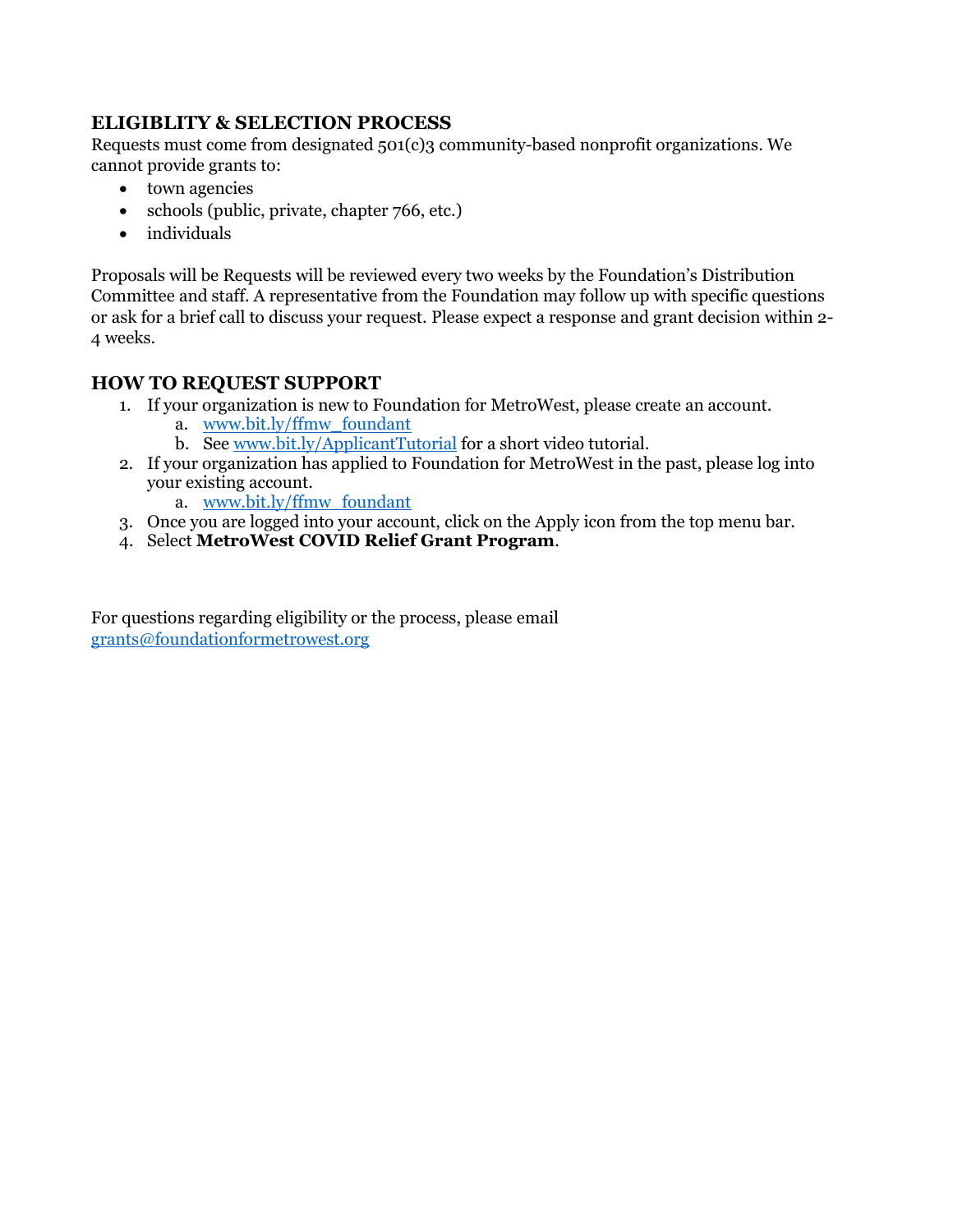## ELIGIBLITY & SELECTION PROCESS

Requests must come from designated 501(c)3 community-based nonprofit organizations. We cannot provide grants to:

- town agencies
- schools (public, private, chapter 766, etc.)
- individuals

Proposals will be Requests will be reviewed every two weeks by the Foundation's Distribution Committee and staff. A representative from the Foundation may follow up with specific questions or ask for a brief call to discuss your request. Please expect a response and grant decision within 2-4 weeks.

## HOW TO REQUEST SUPPORT

1. If your organization is new to Foundation for MetroWest, please create an account.
   a. www.bit.ly/ffmw_foundant
   b. See www.bit.ly/ApplicantTutorial for a short video tutorial.
2. If your organization has applied to Foundation for MetroWest in the past, please log into your existing account.
   a. www.bit.ly/ffmw_foundant
3. Once you are logged into your account, click on the Apply icon from the top menu bar.
4. Select **MetroWest COVID Relief Grant Program**.

For questions regarding eligibility or the process, please email grants@foundationformetrowest.org